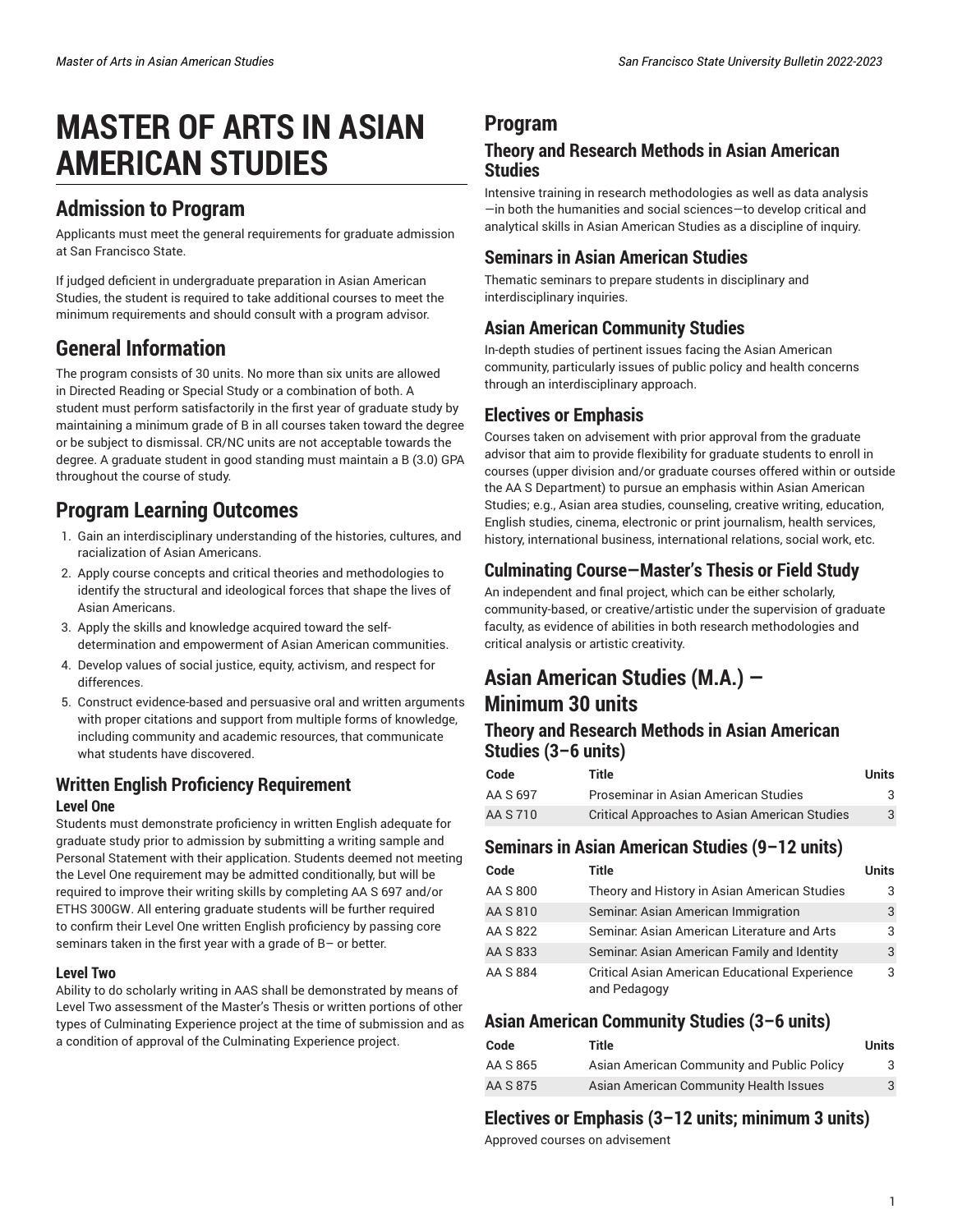# MASTER OF ARTS IN ASIAN AMERICAN STUDIES

## Admission to Program

Applicants must meet the general requirements for graduate admission at San Francisco State.

If judged deficient in undergraduate preparation in Asian American Studies, the student is required to take additional courses to meet the minimum requirements and should consult with a program advisor.

## General Information

The program consists of 30 units. No more than six units are allowed in Directed Reading or Special Study or a combination of both. A student must perform satisfactorily in the first year of graduate study by maintaining a minimum grade of B in all courses taken toward the degree or be subject to dismissal. CR/NC units are not acceptable towards the degree. A graduate student in good standing must maintain a B (3.0) GPA throughout the course of study.

## Program Learning Outcomes

1. Gain an interdisciplinary understanding of the histories, cultures, and racialization of Asian Americans.
2. Apply course concepts and critical theories and methodologies to identify the structural and ideological forces that shape the lives of Asian Americans.
3. Apply the skills and knowledge acquired toward the self-determination and empowerment of Asian American communities.
4. Develop values of social justice, equity, activism, and respect for differences.
5. Construct evidence-based and persuasive oral and written arguments with proper citations and support from multiple forms of knowledge, including community and academic resources, that communicate what students have discovered.

### Written English Proficiency Requirement

#### Level One

Students must demonstrate proficiency in written English adequate for graduate study prior to admission by submitting a writing sample and Personal Statement with their application. Students deemed not meeting the Level One requirement may be admitted conditionally, but will be required to improve their writing skills by completing AA S 697 and/or ETHS 300GW. All entering graduate students will be further required to confirm their Level One written English proficiency by passing core seminars taken in the first year with a grade of B– or better.

#### Level Two

Ability to do scholarly writing in AAS shall be demonstrated by means of Level Two assessment of the Master's Thesis or written portions of other types of Culminating Experience project at the time of submission and as a condition of approval of the Culminating Experience project.

## Program

### Theory and Research Methods in Asian American Studies

Intensive training in research methodologies as well as data analysis—in both the humanities and social sciences—to develop critical and analytical skills in Asian American Studies as a discipline of inquiry.

### Seminars in Asian American Studies

Thematic seminars to prepare students in disciplinary and interdisciplinary inquiries.

### Asian American Community Studies

In-depth studies of pertinent issues facing the Asian American community, particularly issues of public policy and health concerns through an interdisciplinary approach.

### Electives or Emphasis

Courses taken on advisement with prior approval from the graduate advisor that aim to provide flexibility for graduate students to enroll in courses (upper division and/or graduate courses offered within or outside the AA S Department) to pursue an emphasis within Asian American Studies; e.g., Asian area studies, counseling, creative writing, education, English studies, cinema, electronic or print journalism, health services, history, international business, international relations, social work, etc.

### Culminating Course—Master's Thesis or Field Study

An independent and final project, which can be either scholarly, community-based, or creative/artistic under the supervision of graduate faculty, as evidence of abilities in both research methodologies and critical analysis or artistic creativity.

## Asian American Studies (M.A.) — Minimum 30 units

### Theory and Research Methods in Asian American Studies (3–6 units)

| Code | Title | Units |
|---|---|---|
| AA S 697 | Proseminar in Asian American Studies | 3 |
| AA S 710 | Critical Approaches to Asian American Studies | 3 |

### Seminars in Asian American Studies (9–12 units)

| Code | Title | Units |
|---|---|---|
| AA S 800 | Theory and History in Asian American Studies | 3 |
| AA S 810 | Seminar: Asian American Immigration | 3 |
| AA S 822 | Seminar: Asian American Literature and Arts | 3 |
| AA S 833 | Seminar: Asian American Family and Identity | 3 |
| AA S 884 | Critical Asian American Educational Experience and Pedagogy | 3 |

### Asian American Community Studies (3–6 units)

| Code | Title | Units |
|---|---|---|
| AA S 865 | Asian American Community and Public Policy | 3 |
| AA S 875 | Asian American Community Health Issues | 3 |

### Electives or Emphasis (3–12 units; minimum 3 units)

Approved courses on advisement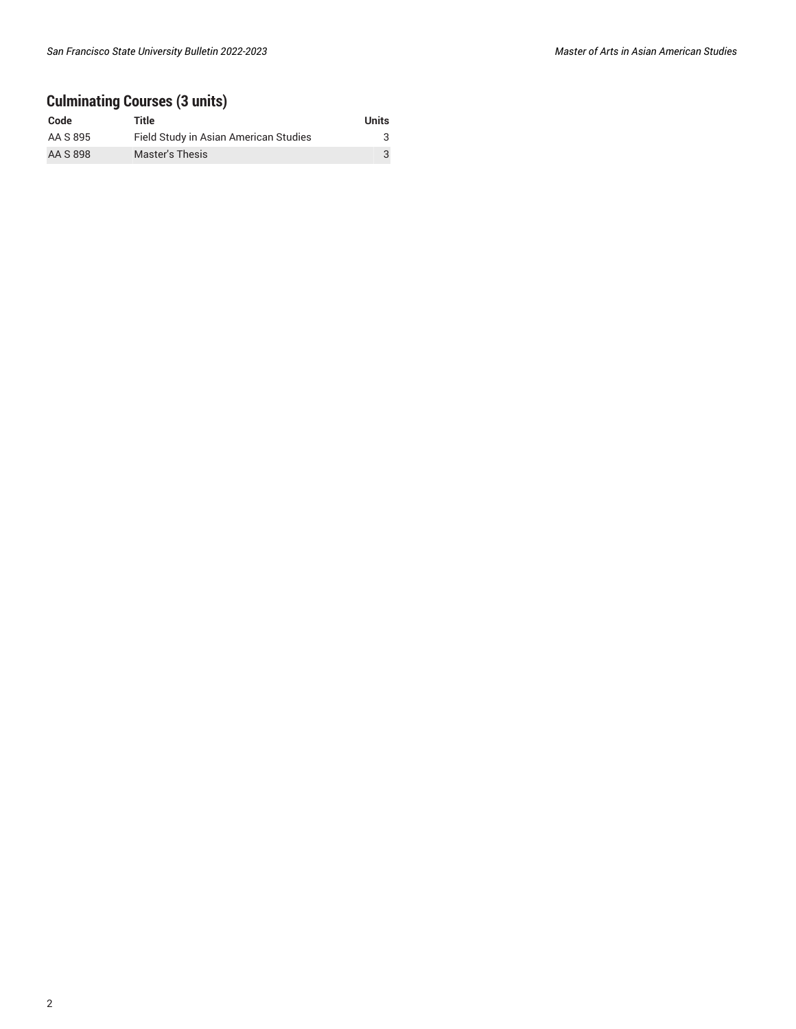## Culminating Courses (3 units)

| Code | Title | Units |
|---|---|---|
| AA S 895 | Field Study in Asian American Studies | 3 |
| AA S 898 | Master's Thesis | 3 |